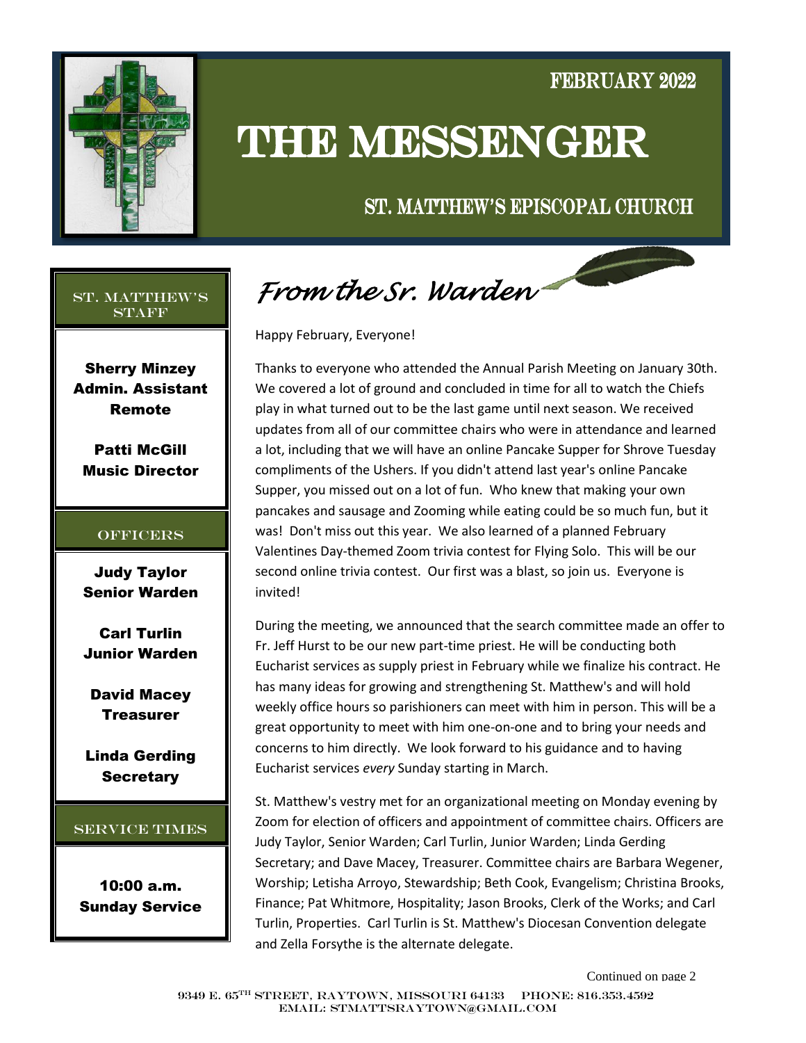FEBRUARY 2022

# THE MESSENGER

## ST. MATTHEW'S EPISCOPAL CHURCH

### St. Matthew's Staff

**Sherry Minzey**
**Admin. Assistant**
**Remote**

**Patti McGill**
**Music Director**

### Officers

**Judy Taylor**
**Senior Warden**

**Carl Turlin**
**Junior Warden**

**David Macey**
**Treasurer**

**Linda Gerding**
**Secretary**

### Service Times

**10:00 a.m.**
**Sunday Service**

## *From the Sr. Warden*

Happy February, Everyone!

Thanks to everyone who attended the Annual Parish Meeting on January 30th. We covered a lot of ground and concluded in time for all to watch the Chiefs play in what turned out to be the last game until next season. We received updates from all of our committee chairs who were in attendance and learned a lot, including that we will have an online Pancake Supper for Shrove Tuesday compliments of the Ushers. If you didn't attend last year's online Pancake Supper, you missed out on a lot of fun. Who knew that making your own pancakes and sausage and Zooming while eating could be so much fun, but it was! Don't miss out this year. We also learned of a planned February Valentines Day-themed Zoom trivia contest for Flying Solo. This will be our second online trivia contest. Our first was a blast, so join us. Everyone is invited!

During the meeting, we announced that the search committee made an offer to Fr. Jeff Hurst to be our new part-time priest. He will be conducting both Eucharist services as supply priest in February while we finalize his contract. He has many ideas for growing and strengthening St. Matthew's and will hold weekly office hours so parishioners can meet with him in person. This will be a great opportunity to meet with him one-on-one and to bring your needs and concerns to him directly. We look forward to his guidance and to having Eucharist services *every* Sunday starting in March.

St. Matthew's vestry met for an organizational meeting on Monday evening by Zoom for election of officers and appointment of committee chairs. Officers are Judy Taylor, Senior Warden; Carl Turlin, Junior Warden; Linda Gerding Secretary; and Dave Macey, Treasurer. Committee chairs are Barbara Wegener, Worship; Letisha Arroyo, Stewardship; Beth Cook, Evangelism; Christina Brooks, Finance; Pat Whitmore, Hospitality; Jason Brooks, Clerk of the Works; and Carl Turlin, Properties. Carl Turlin is St. Matthew's Diocesan Convention delegate and Zella Forsythe is the alternate delegate.

Continued on page 2

9349 E. 65th Street, Raytown, Missouri 64133 Phone: 816.353.4592
Email: stmattsraytown@gmail.com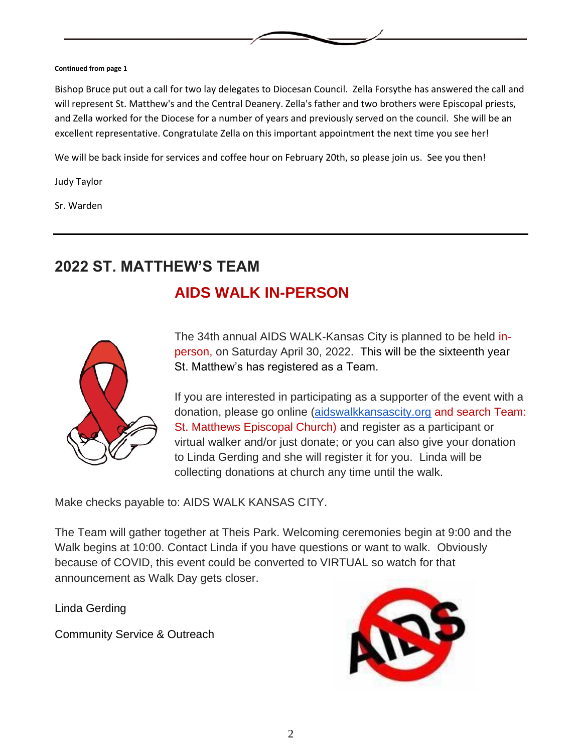**Continued from page 1**

Bishop Bruce put out a call for two lay delegates to Diocesan Council. Zella Forsythe has answered the call and will represent St. Matthew's and the Central Deanery. Zella's father and two brothers were Episcopal priests, and Zella worked for the Diocese for a number of years and previously served on the council. She will be an excellent representative. Congratulate Zella on this important appointment the next time you see her!

We will be back inside for services and coffee hour on February 20th, so please join us. See you then!

Judy Taylor

Sr. Warden

---

## 2022 ST. MATTHEW'S TEAM

## AIDS WALK IN-PERSON

The 34th annual AIDS WALK-Kansas City is planned to be held in-person, on Saturday April 30, 2022. This will be the sixteenth year St. Matthew's has registered as a Team.

If you are interested in participating as a supporter of the event with a donation, please go online (aidswalkkansascity.org and search Team: St. Matthews Episcopal Church) and register as a participant or virtual walker and/or just donate; or you can also give your donation to Linda Gerding and she will register it for you. Linda will be collecting donations at church any time until the walk.

Make checks payable to: AIDS WALK KANSAS CITY.

The Team will gather together at Theis Park. Welcoming ceremonies begin at 9:00 and the Walk begins at 10:00. Contact Linda if you have questions or want to walk. Obviously because of COVID, this event could be converted to VIRTUAL so watch for that announcement as Walk Day gets closer.

Linda Gerding

Community Service & Outreach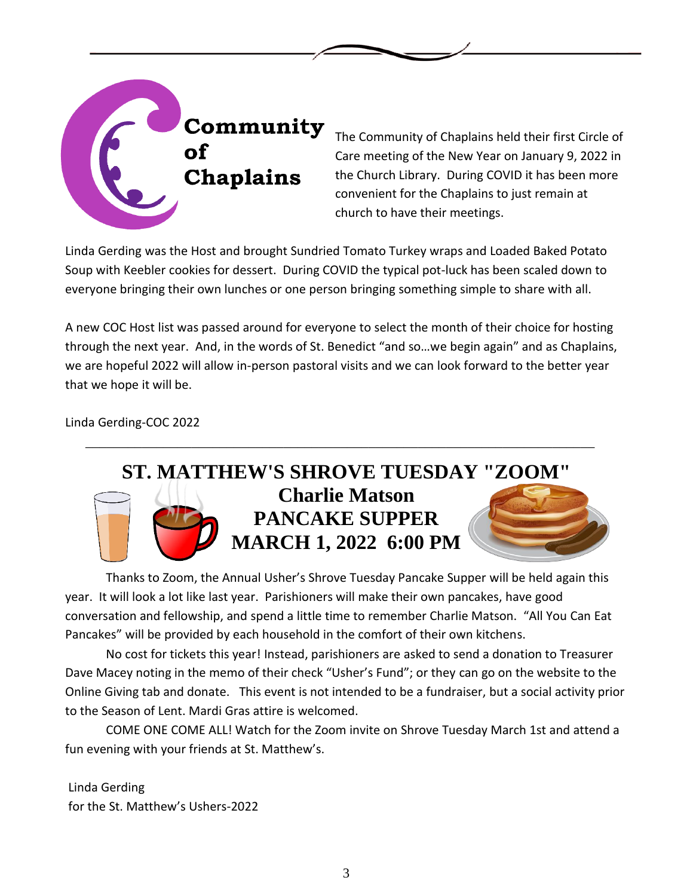## Community of Chaplains

The Community of Chaplains held their first Circle of Care meeting of the New Year on January 9, 2022 in the Church Library. During COVID it has been more convenient for the Chaplains to just remain at church to have their meetings.

Linda Gerding was the Host and brought Sundried Tomato Turkey wraps and Loaded Baked Potato Soup with Keebler cookies for dessert. During COVID the typical pot-luck has been scaled down to everyone bringing their own lunches or one person bringing something simple to share with all.

A new COC Host list was passed around for everyone to select the month of their choice for hosting through the next year. And, in the words of St. Benedict "and so…we begin again" and as Chaplains, we are hopeful 2022 will allow in-person pastoral visits and we can look forward to the better year that we hope it will be.

Linda Gerding-COC 2022

---

## ST. MATTHEW'S SHROVE TUESDAY "ZOOM"

### Charlie Matson
### PANCAKE SUPPER
### MARCH 1, 2022 6:00 PM

Thanks to Zoom, the Annual Usher's Shrove Tuesday Pancake Supper will be held again this year. It will look a lot like last year. Parishioners will make their own pancakes, have good conversation and fellowship, and spend a little time to remember Charlie Matson. "All You Can Eat Pancakes" will be provided by each household in the comfort of their own kitchens.

No cost for tickets this year! Instead, parishioners are asked to send a donation to Treasurer Dave Macey noting in the memo of their check "Usher's Fund"; or they can go on the website to the Online Giving tab and donate. This event is not intended to be a fundraiser, but a social activity prior to the Season of Lent. Mardi Gras attire is welcomed.

COME ONE COME ALL! Watch for the Zoom invite on Shrove Tuesday March 1st and attend a fun evening with your friends at St. Matthew's.

Linda Gerding
for the St. Matthew's Ushers-2022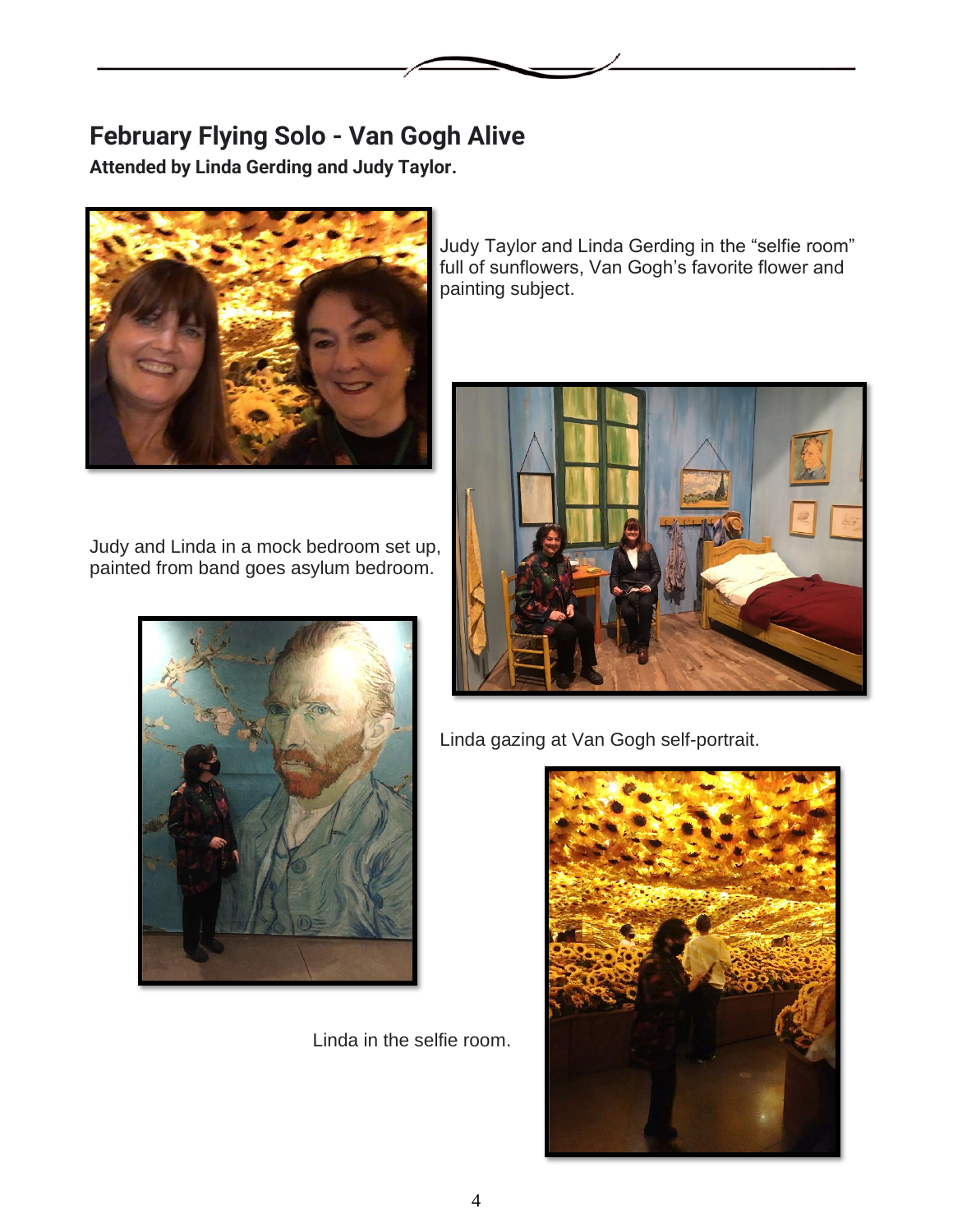## February Flying Solo - Van Gogh Alive

**Attended by Linda Gerding and Judy Taylor.**

Judy Taylor and Linda Gerding in the "selfie room" full of sunflowers, Van Gogh's favorite flower and painting subject.

Judy and Linda in a mock bedroom set up, painted from band goes asylum bedroom.

Linda gazing at Van Gogh self-portrait.

Linda in the selfie room.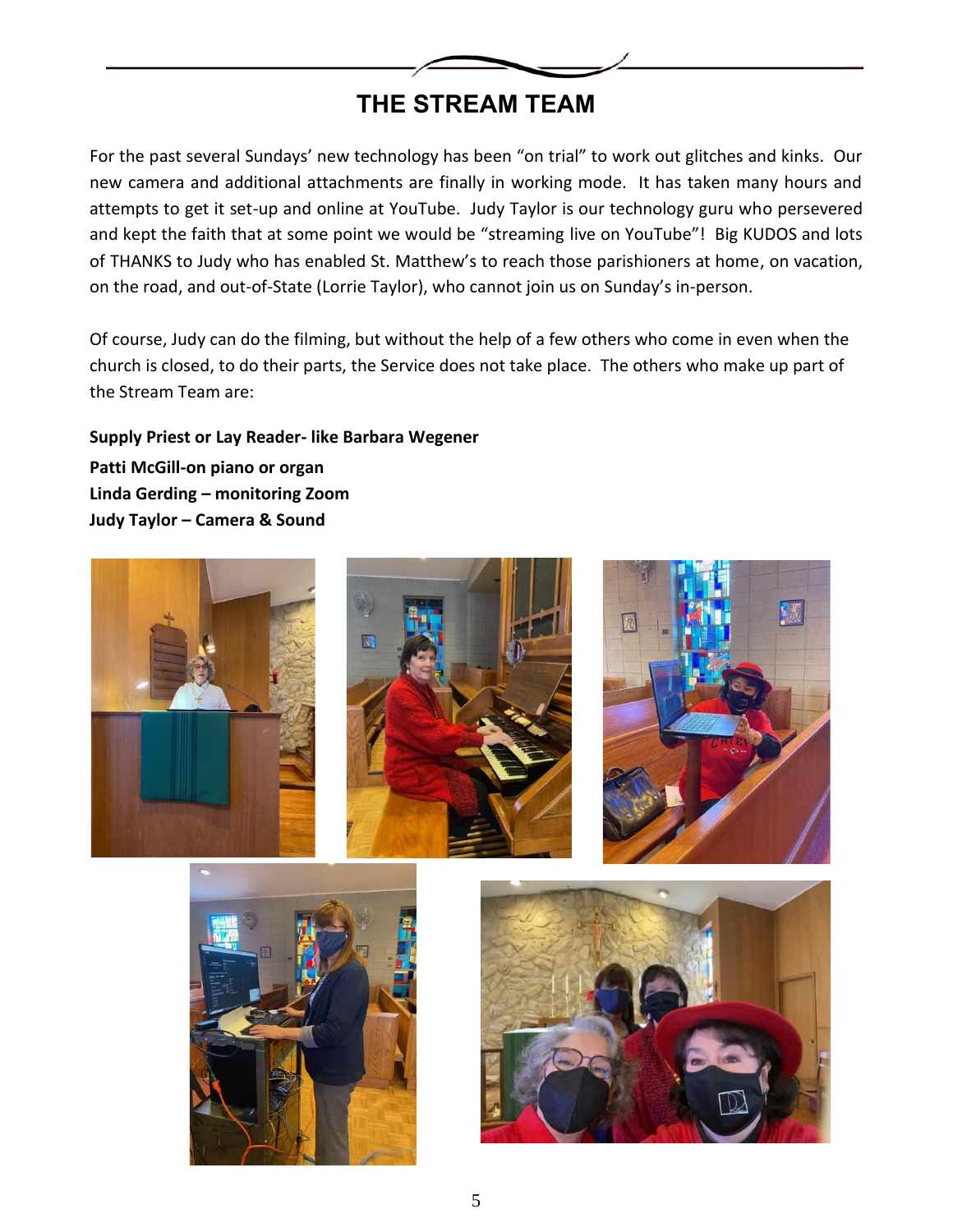# THE STREAM TEAM

For the past several Sundays' new technology has been "on trial" to work out glitches and kinks. Our new camera and additional attachments are finally in working mode. It has taken many hours and attempts to get it set-up and online at YouTube. Judy Taylor is our technology guru who persevered and kept the faith that at some point we would be "streaming live on YouTube"! Big KUDOS and lots of THANKS to Judy who has enabled St. Matthew's to reach those parishioners at home, on vacation, on the road, and out-of-State (Lorrie Taylor), who cannot join us on Sunday's in-person.

Of course, Judy can do the filming, but without the help of a few others who come in even when the church is closed, to do their parts, the Service does not take place. The others who make up part of the Stream Team are:

**Supply Priest or Lay Reader- like Barbara Wegener**

**Patti McGill-on piano or organ**

**Linda Gerding – monitoring Zoom**

**Judy Taylor – Camera & Sound**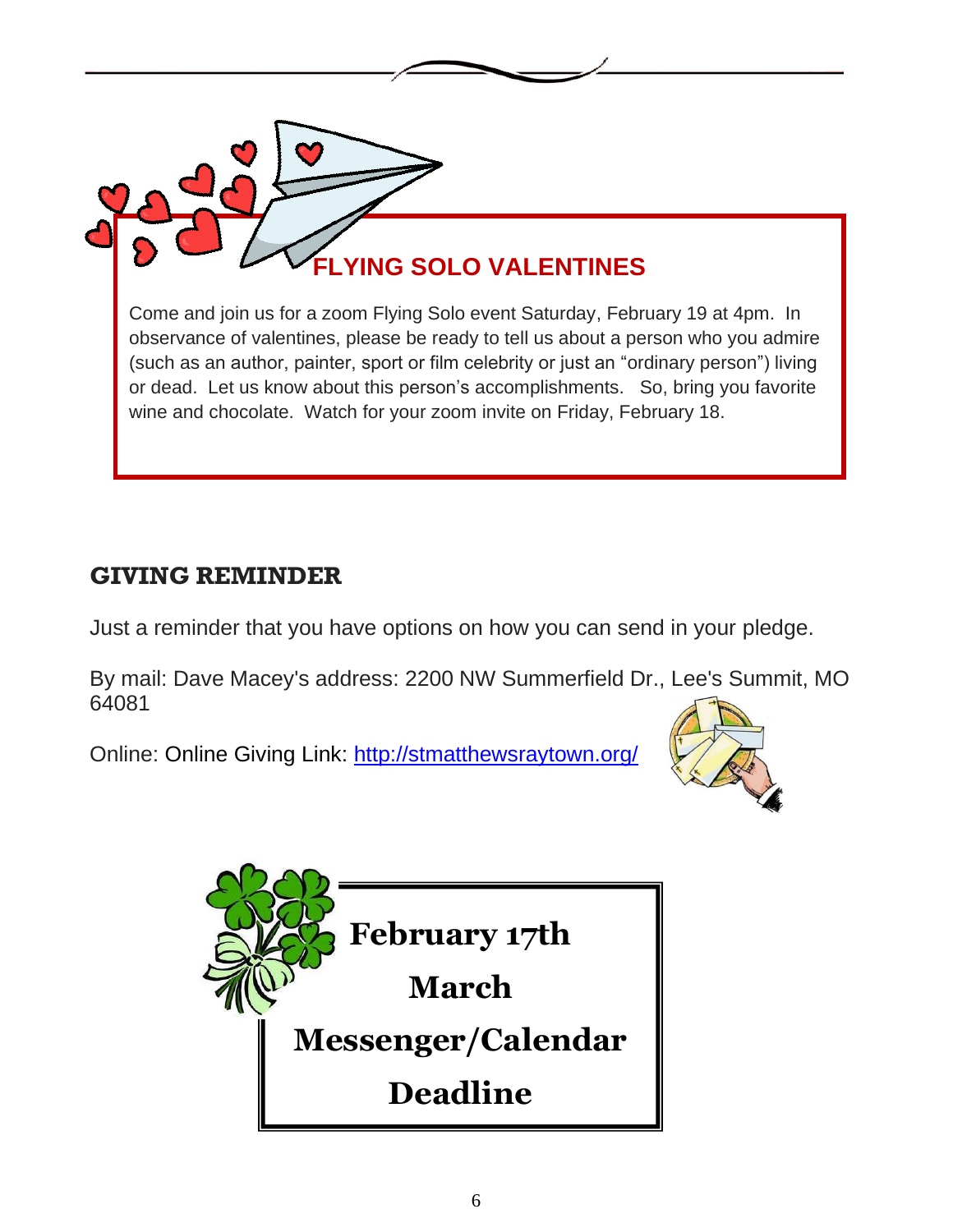## FLYING SOLO VALENTINES

Come and join us for a zoom Flying Solo event Saturday, February 19 at 4pm. In observance of valentines, please be ready to tell us about a person who you admire (such as an author, painter, sport or film celebrity or just an “ordinary person”) living or dead. Let us know about this person’s accomplishments. So, bring you favorite wine and chocolate. Watch for your zoom invite on Friday, February 18.

## GIVING REMINDER

Just a reminder that you have options on how you can send in your pledge.

By mail: Dave Macey's address: 2200 NW Summerfield Dr., Lee's Summit, MO 64081

Online: Online Giving Link: [http://stmatthewsraytown.org/](http://stmatthewsraytown.org/)

**February 17th**

**March**

**Messenger/Calendar**

**Deadline**